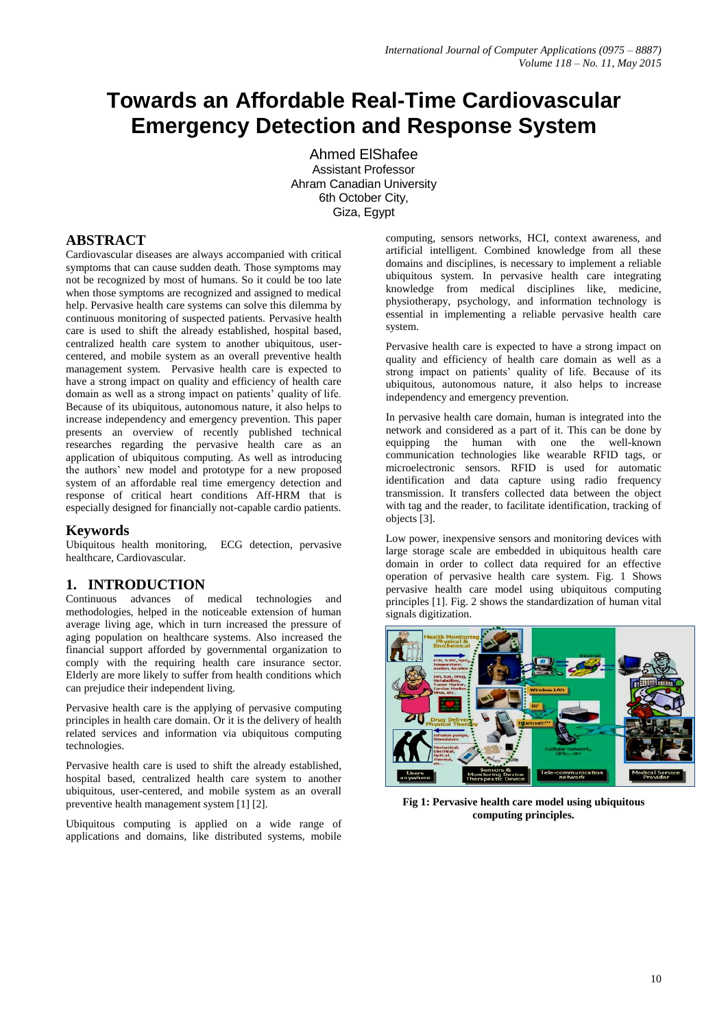# Towards an Affordable Real-Time Cardiovascular Emergency Detection and Response System

Ahmed ElShafee
Assistant Professor
Ahram Canadian University
6th October City,
Giza, Egypt

## ABSTRACT

Cardiovascular diseases are always accompanied with critical symptoms that can cause sudden death. Those symptoms may not be recognized by most of humans. So it could be too late when those symptoms are recognized and assigned to medical help. Pervasive health care systems can solve this dilemma by continuous monitoring of suspected patients. Pervasive health care is used to shift the already established, hospital based, centralized health care system to another ubiquitous, user-centered, and mobile system as an overall preventive health management system. Pervasive health care is expected to have a strong impact on quality and efficiency of health care domain as well as a strong impact on patients' quality of life. Because of its ubiquitous, autonomous nature, it also helps to increase independency and emergency prevention. This paper presents an overview of recently published technical researches regarding the pervasive health care as an application of ubiquitous computing. As well as introducing the authors' new model and prototype for a new proposed system of an affordable real time emergency detection and response of critical heart conditions Aff-HRM that is especially designed for financially not-capable cardio patients.

## Keywords

Ubiquitous health monitoring, ECG detection, pervasive healthcare, Cardiovascular.

## 1. INTRODUCTION

Continuous advances of medical technologies and methodologies, helped in the noticeable extension of human average living age, which in turn increased the pressure of aging population on healthcare systems. Also increased the financial support afforded by governmental organization to comply with the requiring health care insurance sector. Elderly are more likely to suffer from health conditions which can prejudice their independent living.

Pervasive health care is the applying of pervasive computing principles in health care domain. Or it is the delivery of health related services and information via ubiquitous computing technologies.

Pervasive health care is used to shift the already established, hospital based, centralized health care system to another ubiquitous, user-centered, and mobile system as an overall preventive health management system [1] [2].

Ubiquitous computing is applied on a wide range of applications and domains, like distributed systems, mobile computing, sensors networks, HCI, context awareness, and artificial intelligent. Combined knowledge from all these domains and disciplines, is necessary to implement a reliable ubiquitous system. In pervasive health care integrating knowledge from medical disciplines like, medicine, physiotherapy, psychology, and information technology is essential in implementing a reliable pervasive health care system.

Pervasive health care is expected to have a strong impact on quality and efficiency of health care domain as well as a strong impact on patients' quality of life. Because of its ubiquitous, autonomous nature, it also helps to increase independency and emergency prevention.

In pervasive health care domain, human is integrated into the network and considered as a part of it. This can be done by equipping the human with one the well-known communication technologies like wearable RFID tags, or microelectronic sensors. RFID is used for automatic identification and data capture using radio frequency transmission. It transfers collected data between the object with tag and the reader, to facilitate identification, tracking of objects [3].

Low power, inexpensive sensors and monitoring devices with large storage scale are embedded in ubiquitous health care domain in order to collect data required for an effective operation of pervasive health care system. Fig. 1 Shows pervasive health care model using ubiquitous computing principles [1]. Fig. 2 shows the standardization of human vital signals digitization.

**Fig 1: Pervasive health care model using ubiquitous computing principles.**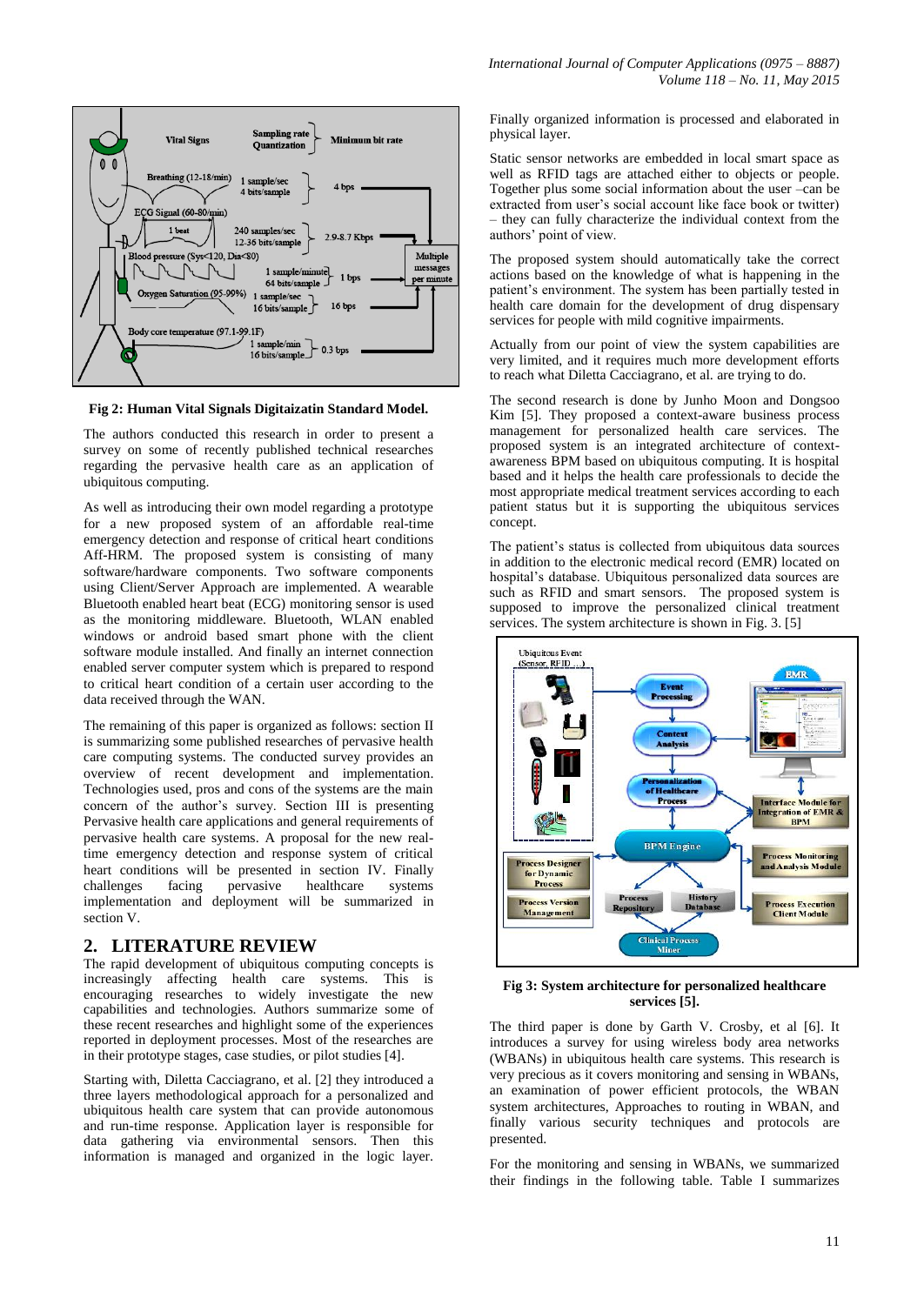**Fig 2: Human Vital Signals Digitaizatin Standard Model.**

The authors conducted this research in order to present a survey on some of recently published technical researches regarding the pervasive health care as an application of ubiquitous computing.

As well as introducing their own model regarding a prototype for a new proposed system of an affordable real-time emergency detection and response of critical heart conditions Aff-HRM. The proposed system is consisting of many software/hardware components. Two software components using Client/Server Approach are implemented. A wearable Bluetooth enabled heart beat (ECG) monitoring sensor is used as the monitoring middleware. Bluetooth, WLAN enabled windows or android based smart phone with the client software module installed. And finally an internet connection enabled server computer system which is prepared to respond to critical heart condition of a certain user according to the data received through the WAN.

The remaining of this paper is organized as follows: section II is summarizing some published researches of pervasive health care computing systems. The conducted survey provides an overview of recent development and implementation. Technologies used, pros and cons of the systems are the main concern of the author's survey. Section III is presenting Pervasive health care applications and general requirements of pervasive health care systems. A proposal for the new real-time emergency detection and response system of critical heart conditions will be presented in section IV. Finally challenges facing pervasive healthcare systems implementation and deployment will be summarized in section V.

## 2. LITERATURE REVIEW

The rapid development of ubiquitous computing concepts is increasingly affecting health care systems. This is encouraging researches to widely investigate the new capabilities and technologies. Authors summarize some of these recent researches and highlight some of the experiences reported in deployment processes. Most of the researches are in their prototype stages, case studies, or pilot studies [4].

Starting with, Diletta Cacciagrano, et al. [2] they introduced a three layers methodological approach for a personalized and ubiquitous health care system that can provide autonomous and run-time response. Application layer is responsible for data gathering via environmental sensors. Then this information is managed and organized in the logic layer. Finally organized information is processed and elaborated in physical layer.

Static sensor networks are embedded in local smart space as well as RFID tags are attached either to objects or people. Together plus some social information about the user –can be extracted from user's social account like face book or twitter) – they can fully characterize the individual context from the authors' point of view.

The proposed system should automatically take the correct actions based on the knowledge of what is happening in the patient's environment. The system has been partially tested in health care domain for the development of drug dispensary services for people with mild cognitive impairments.

Actually from our point of view the system capabilities are very limited, and it requires much more development efforts to reach what Diletta Cacciagrano, et al. are trying to do.

The second research is done by Junho Moon and Dongsoo Kim [5]. They proposed a context-aware business process management for personalized health care services. The proposed system is an integrated architecture of context-awareness BPM based on ubiquitous computing. It is hospital based and it helps the health care professionals to decide the most appropriate medical treatment services according to each patient status but it is supporting the ubiquitous services concept.

The patient's status is collected from ubiquitous data sources in addition to the electronic medical record (EMR) located on hospital's database. Ubiquitous personalized data sources are such as RFID and smart sensors. The proposed system is supposed to improve the personalized clinical treatment services. The system architecture is shown in Fig. 3. [5]

**Fig 3: System architecture for personalized healthcare services [5].**

The third paper is done by Garth V. Crosby, et al [6]. It introduces a survey for using wireless body area networks (WBANs) in ubiquitous health care systems. This research is very precious as it covers monitoring and sensing in WBANs, an examination of power efficient protocols, the WBAN system architectures, Approaches to routing in WBAN, and finally various security techniques and protocols are presented.

For the monitoring and sensing in WBANs, we summarized their findings in the following table. Table I summarizes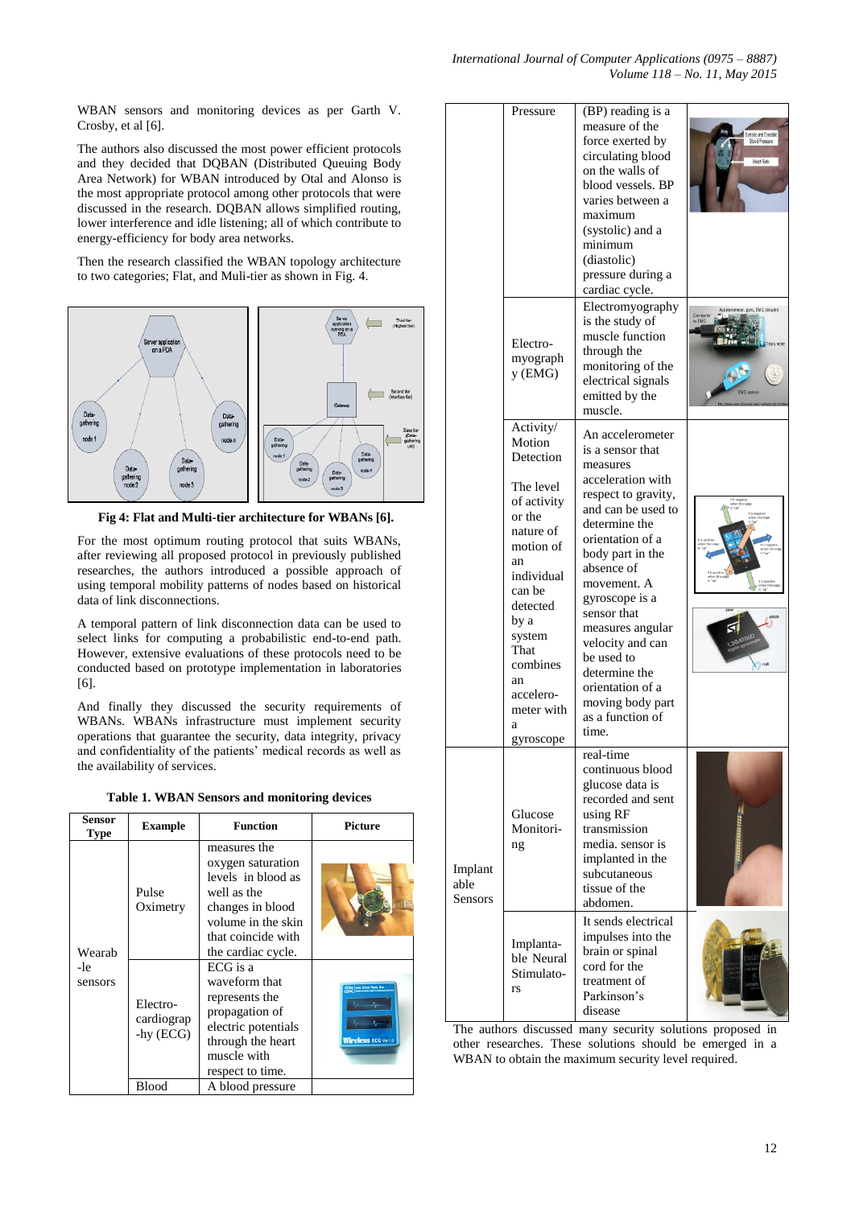WBAN sensors and monitoring devices as per Garth V. Crosby, et al [6].

The authors also discussed the most power efficient protocols and they decided that DQBAN (Distributed Queuing Body Area Network) for WBAN introduced by Otal and Alonso is the most appropriate protocol among other protocols that were discussed in the research. DQBAN allows simplified routing, lower interference and idle listening; all of which contribute to energy-efficiency for body area networks.

Then the research classified the WBAN topology architecture to two categories; Flat, and Muli-tier as shown in Fig. 4.

**Fig 4: Flat and Multi-tier architecture for WBANs [6].**

For the most optimum routing protocol that suits WBANs, after reviewing all proposed protocol in previously published researches, the authors introduced a possible approach of using temporal mobility patterns of nodes based on historical data of link disconnections.

A temporal pattern of link disconnection data can be used to select links for computing a probabilistic end-to-end path. However, extensive evaluations of these protocols need to be conducted based on prototype implementation in laboratories [6].

And finally they discussed the security requirements of WBANs. WBANs infrastructure must implement security operations that guarantee the security, data integrity, privacy and confidentiality of the patients' medical records as well as the availability of services.

**Table 1. WBAN Sensors and monitoring devices**

| Sensor Type | Example | Function | Picture |
|---|---|---|---|
| Wearab-le sensors | Pulse Oximetry | measures the oxygen saturation levels in blood as well as the changes in blood volume in the skin that coincide with the cardiac cycle. | |
| | Electro-cardiograp-hy (ECG) | ECG is a waveform that represents the propagation of electric potentials through the heart muscle with respect to time. | |
| | Blood Pressure | A blood pressure (BP) reading is a measure of the force exerted by circulating blood on the walls of blood vessels. BP varies between a maximum (systolic) and a minimum (diastolic) pressure during a cardiac cycle. | |
| | Electro-myograph y (EMG) | Electromyography is the study of muscle function through the monitoring of the electrical signals emitted by the muscle. | |
| | Activity/ Motion Detection<br><br>The level of activity or the nature of motion of an individual can be detected by a system That combines an accelero-meter with a gyroscope | An accelerometer is a sensor that measures acceleration with respect to gravity, and can be used to determine the orientation of a body part in the absence of movement. A gyroscope is a sensor that measures angular velocity and can be used to determine the orientation of a moving body part as a function of time. | |
| Implant able Sensors | Glucose Monitori-ng | real-time continuous blood glucose data is recorded and sent using RF transmission media. sensor is implanted in the subcutaneous tissue of the abdomen. | |
| | Implanta-ble Neural Stimulato-rs | It sends electrical impulses into the brain or spinal cord for the treatment of Parkinson's disease | |

The authors discussed many security solutions proposed in other researches. These solutions should be emerged in a WBAN to obtain the maximum security level required.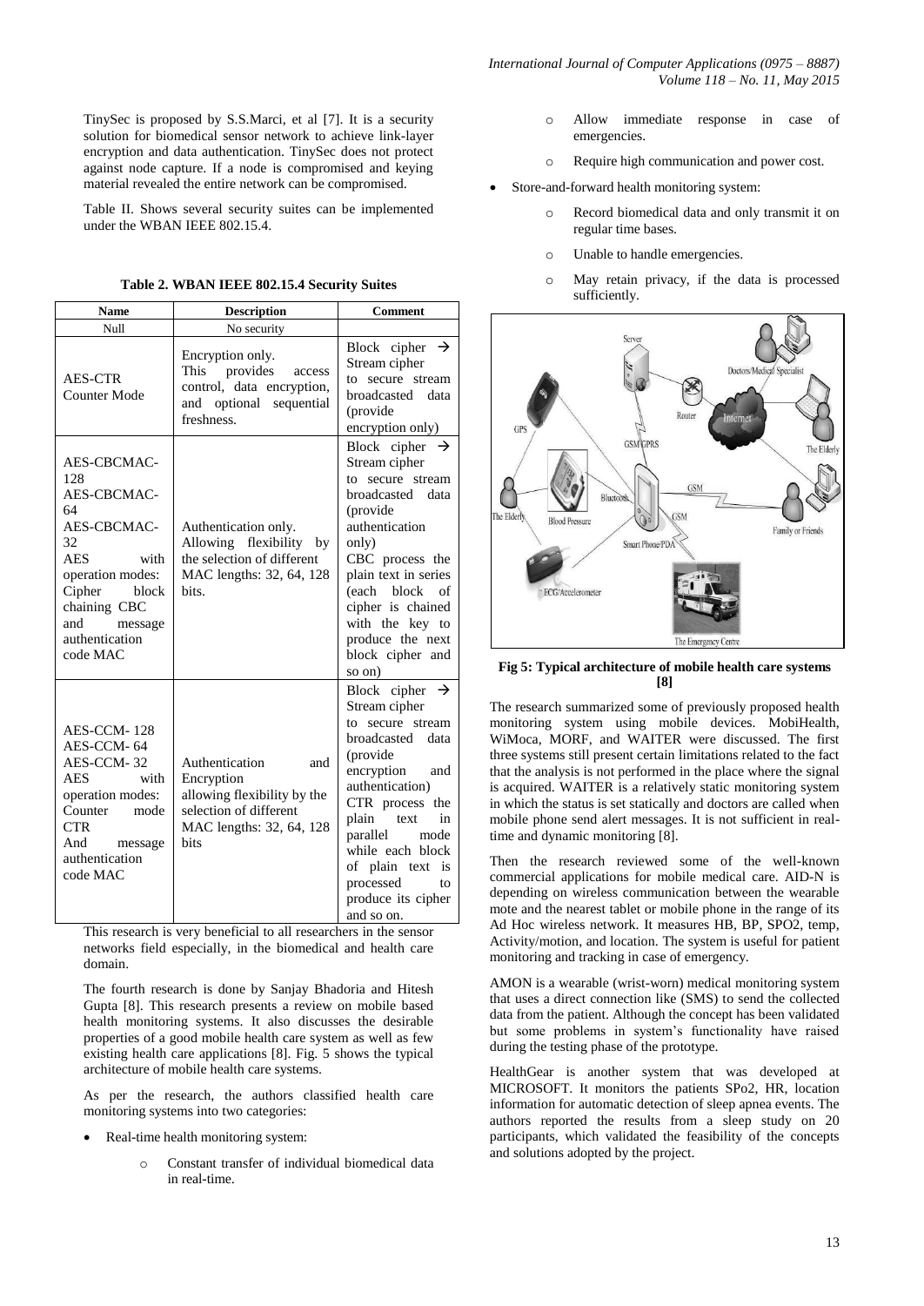TinySec is proposed by S.S.Marci, et al [7]. It is a security solution for biomedical sensor network to achieve link-layer encryption and data authentication. TinySec does not protect against node capture. If a node is compromised and keying material revealed the entire network can be compromised.

Table II. Shows several security suites can be implemented under the WBAN IEEE 802.15.4.

**Table 2. WBAN IEEE 802.15.4 Security Suites**

| Name | Description | Comment |
|---|---|---|
| Null | No security | |
| AES-CTR Counter Mode | Encryption only. This provides access control, data encryption, and optional sequential freshness. | Block cipher → Stream cipher to secure stream broadcasted data (provide encryption only) |
| AES-CBCMAC-128 AES-CBCMAC-64 AES-CBCMAC-32 AES with operation modes: Cipher block chaining CBC and message authentication code MAC | Authentication only. Allowing flexibility by the selection of different MAC lengths: 32, 64, 128 bits. | Block cipher → Stream cipher to secure stream broadcasted data (provide authentication only) CBC process the plain text in series (each block of cipher is chained with the key to produce the next block cipher and so on) |
| AES-CCM- 128 AES-CCM- 64 AES-CCM- 32 AES with operation modes: Counter mode CTR And message authentication code MAC | Authentication and Encryption allowing flexibility by the selection of different MAC lengths: 32, 64, 128 bits | Block cipher → Stream cipher to secure stream broadcasted data (provide encryption and authentication) CTR process the plain text in parallel mode while each block of plain text is processed to produce its cipher and so on. |

This research is very beneficial to all researchers in the sensor networks field especially, in the biomedical and health care domain.

The fourth research is done by Sanjay Bhadoria and Hitesh Gupta [8]. This research presents a review on mobile based health monitoring systems. It also discusses the desirable properties of a good mobile health care system as well as few existing health care applications [8]. Fig. 5 shows the typical architecture of mobile health care systems.

As per the research, the authors classified health care monitoring systems into two categories:

- Real-time health monitoring system:
  - Constant transfer of individual biomedical data in real-time.
  - Allow immediate response in case of emergencies.
  - Require high communication and power cost.
- Store-and-forward health monitoring system:
  - Record biomedical data and only transmit it on regular time bases.
  - Unable to handle emergencies.
  - May retain privacy, if the data is processed sufficiently.

**Fig 5: Typical architecture of mobile health care systems [8]**

The research summarized some of previously proposed health monitoring system using mobile devices. MobiHealth, WiMoca, MORF, and WAITER were discussed. The first three systems still present certain limitations related to the fact that the analysis is not performed in the place where the signal is acquired. WAITER is a relatively static monitoring system in which the status is set statically and doctors are called when mobile phone send alert messages. It is not sufficient in real-time and dynamic monitoring [8].

Then the research reviewed some of the well-known commercial applications for mobile medical care. AID-N is depending on wireless communication between the wearable mote and the nearest tablet or mobile phone in the range of its Ad Hoc wireless network. It measures HB, BP, SPO2, temp, Activity/motion, and location. The system is useful for patient monitoring and tracking in case of emergency.

AMON is a wearable (wrist-worn) medical monitoring system that uses a direct connection like (SMS) to send the collected data from the patient. Although the concept has been validated but some problems in system's functionality have raised during the testing phase of the prototype.

HealthGear is another system that was developed at MICROSOFT. It monitors the patients SPo2, HR, location information for automatic detection of sleep apnea events. The authors reported the results from a sleep study on 20 participants, which validated the feasibility of the concepts and solutions adopted by the project.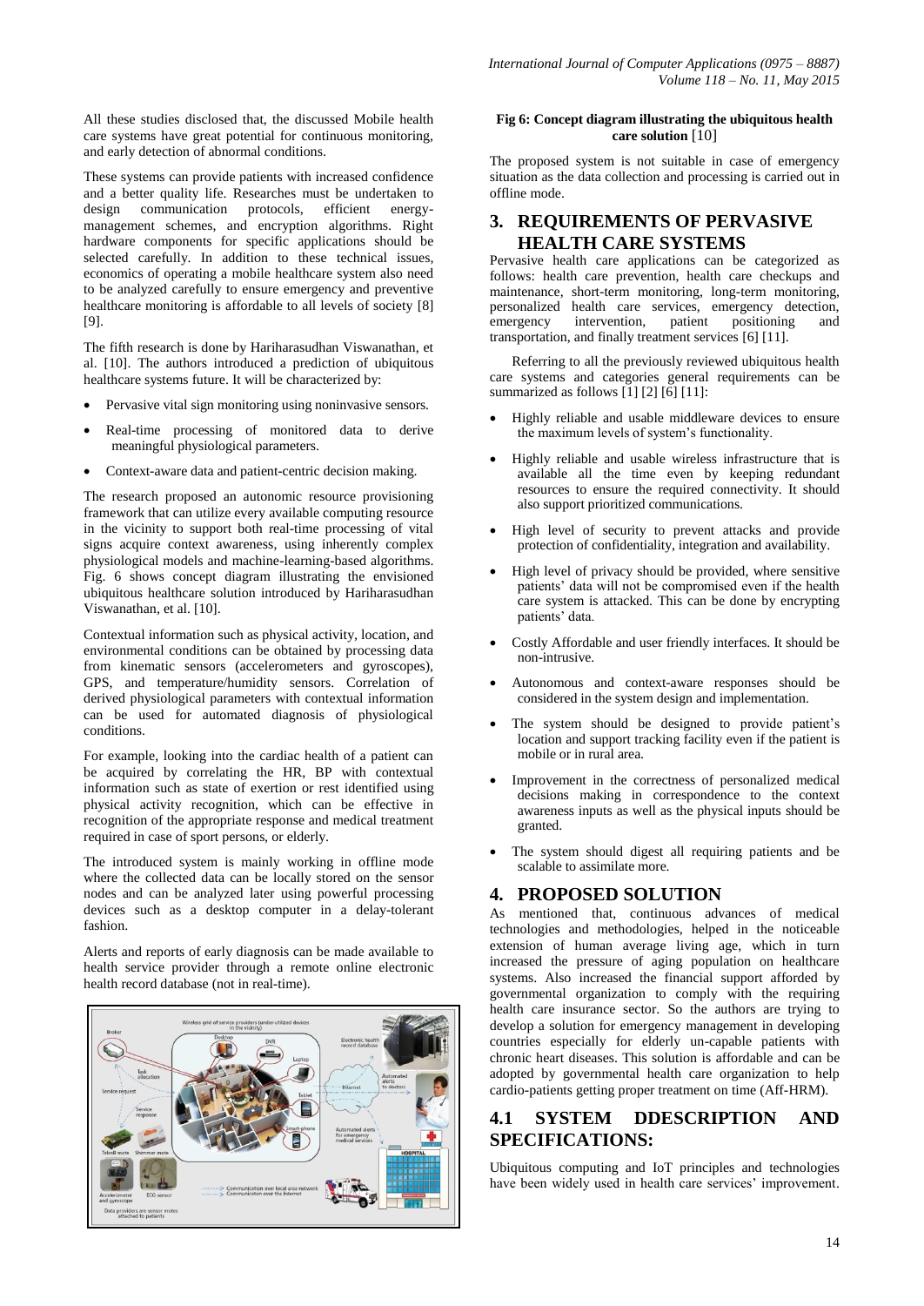All these studies disclosed that, the discussed Mobile health care systems have great potential for continuous monitoring, and early detection of abnormal conditions.

These systems can provide patients with increased confidence and a better quality life. Researches must be undertaken to design communication protocols, efficient energy-management schemes, and encryption algorithms. Right hardware components for specific applications should be selected carefully. In addition to these technical issues, economics of operating a mobile healthcare system also need to be analyzed carefully to ensure emergency and preventive healthcare monitoring is affordable to all levels of society [8] [9].

The fifth research is done by Hariharasudhan Viswanathan, et al. [10]. The authors introduced a prediction of ubiquitous healthcare systems future. It will be characterized by:

- Pervasive vital sign monitoring using noninvasive sensors.
- Real-time processing of monitored data to derive meaningful physiological parameters.
- Context-aware data and patient-centric decision making.

The research proposed an autonomic resource provisioning framework that can utilize every available computing resource in the vicinity to support both real-time processing of vital signs acquire context awareness, using inherently complex physiological models and machine-learning-based algorithms. Fig. 6 shows concept diagram illustrating the envisioned ubiquitous healthcare solution introduced by Hariharasudhan Viswanathan, et al. [10].

Contextual information such as physical activity, location, and environmental conditions can be obtained by processing data from kinematic sensors (accelerometers and gyroscopes), GPS, and temperature/humidity sensors. Correlation of derived physiological parameters with contextual information can be used for automated diagnosis of physiological conditions.

For example, looking into the cardiac health of a patient can be acquired by correlating the HR, BP with contextual information such as state of exertion or rest identified using physical activity recognition, which can be effective in recognition of the appropriate response and medical treatment required in case of sport persons, or elderly.

The introduced system is mainly working in offline mode where the collected data can be locally stored on the sensor nodes and can be analyzed later using powerful processing devices such as a desktop computer in a delay-tolerant fashion.

Alerts and reports of early diagnosis can be made available to health service provider through a remote online electronic health record database (not in real-time).

**Fig 6: Concept diagram illustrating the ubiquitous health care solution** [10]

The proposed system is not suitable in case of emergency situation as the data collection and processing is carried out in offline mode.

## 3. REQUIREMENTS OF PERVASIVE HEALTH CARE SYSTEMS

Pervasive health care applications can be categorized as follows: health care prevention, health care checkups and maintenance, short-term monitoring, long-term monitoring, personalized health care services, emergency detection, emergency intervention, patient positioning and transportation, and finally treatment services [6] [11].

Referring to all the previously reviewed ubiquitous health care systems and categories general requirements can be summarized as follows [1] [2] [6] [11]:

- Highly reliable and usable middleware devices to ensure the maximum levels of system's functionality.
- Highly reliable and usable wireless infrastructure that is available all the time even by keeping redundant resources to ensure the required connectivity. It should also support prioritized communications.
- High level of security to prevent attacks and provide protection of confidentiality, integration and availability.
- High level of privacy should be provided, where sensitive patients' data will not be compromised even if the health care system is attacked. This can be done by encrypting patients' data.
- Costly Affordable and user friendly interfaces. It should be non-intrusive.
- Autonomous and context-aware responses should be considered in the system design and implementation.
- The system should be designed to provide patient's location and support tracking facility even if the patient is mobile or in rural area.
- Improvement in the correctness of personalized medical decisions making in correspondence to the context awareness inputs as well as the physical inputs should be granted.
- The system should digest all requiring patients and be scalable to assimilate more.

## 4. PROPOSED SOLUTION

As mentioned that, continuous advances of medical technologies and methodologies, helped in the noticeable extension of human average living age, which in turn increased the pressure of aging population on healthcare systems. Also increased the financial support afforded by governmental organization to comply with the requiring health care insurance sector. So the authors are trying to develop a solution for emergency management in developing countries especially for elderly un-capable patients with chronic heart diseases. This solution is affordable and can be adopted by governmental health care organization to help cardio-patients getting proper treatment on time (Aff-HRM).

### 4.1 SYSTEM DDESCRIPTION AND SPECIFICATIONS:

Ubiquitous computing and IoT principles and technologies have been widely used in health care services' improvement.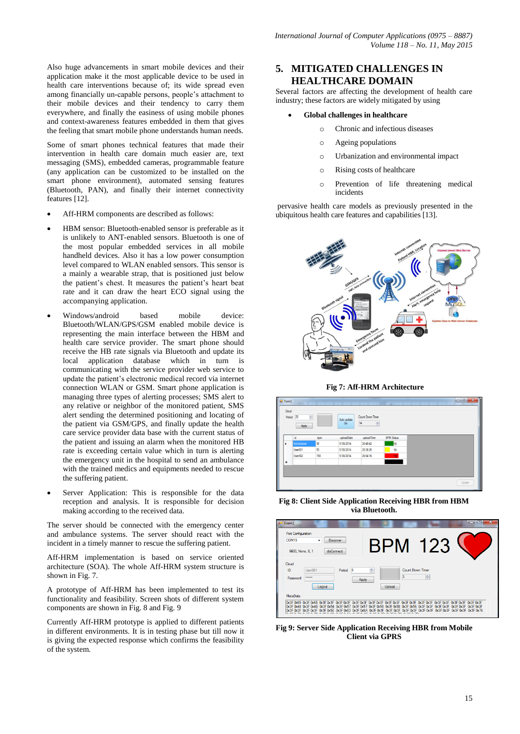Also huge advancements in smart mobile devices and their application make it the most applicable device to be used in health care interventions because of; its wide spread even among financially un-capable persons, people's attachment to their mobile devices and their tendency to carry them everywhere, and finally the easiness of using mobile phones and context-awareness features embedded in them that gives the feeling that smart mobile phone understands human needs.

Some of smart phones technical features that made their intervention in health care domain much easier are, text messaging (SMS), embedded cameras, programmable feature (any application can be customized to be installed on the smart phone environment), automated sensing features (Bluetooth, PAN), and finally their internet connectivity features [12].

- Aff-HRM components are described as follows:
- HBM sensor: Bluetooth-enabled sensor is preferable as it is unlikely to ANT-enabled sensors. Bluetooth is one of the most popular embedded services in all mobile handheld devices. Also it has a low power consumption level compared to WLAN enabled sensors. This sensor is a mainly a wearable strap, that is positioned just below the patient's chest. It measures the patient's heart beat rate and it can draw the heart ECO signal using the accompanying application.
- Windows/android based mobile device: Bluetooth/WLAN/GPS/GSM enabled mobile device is representing the main interface between the HBM and health care service provider. The smart phone should receive the HB rate signals via Bluetooth and update its local application database which in turn is communicating with the service provider web service to update the patient's electronic medical record via internet connection WLAN or GSM. Smart phone application is managing three types of alerting processes; SMS alert to any relative or neighbor of the monitored patient, SMS alert sending the determined positioning and locating of the patient via GSM/GPS, and finally update the health care service provider data base with the current status of the patient and issuing an alarm when the monitored HB rate is exceeding certain value which in turn is alerting the emergency unit in the hospital to send an ambulance with the trained medics and equipments needed to rescue the suffering patient.
- Server Application: This is responsible for the data reception and analysis. It is responsible for decision making according to the received data.

The server should be connected with the emergency center and ambulance systems. The server should react with the incident in a timely manner to rescue the suffering patient.

Aff-HRM implementation is based on service oriented architecture (SOA). The whole Aff-HRM system structure is shown in Fig. 7.

A prototype of Aff-HRM has been implemented to test its functionality and feasibility. Screen shots of different system components are shown in Fig. 8 and Fig. 9

Currently Aff-HRM prototype is applied to different patients in different environments. It is in testing phase but till now it is giving the expected response which confirms the feasibility of the system.

## 5. MITIGATED CHALLENGES IN HEALTHCARE DOMAIN

Several factors are affecting the development of health care industry; these factors are widely mitigated by using

- **Global challenges in healthcare**
  - Chronic and infectious diseases
  - Ageing populations
  - Urbanization and environmental impact
  - Rising costs of healthcare
  - Prevention of life threatening medical incidents

pervasive health care models as previously presented in the ubiquitous health care features and capabilities [13].

**Fig 7: Aff-HRM Architecture**

**Fig 8: Client Side Application Receiving HBR from HBM via Bluetooth.**

**Fig 9: Server Side Application Receiving HBR from Mobile Client via GPRS**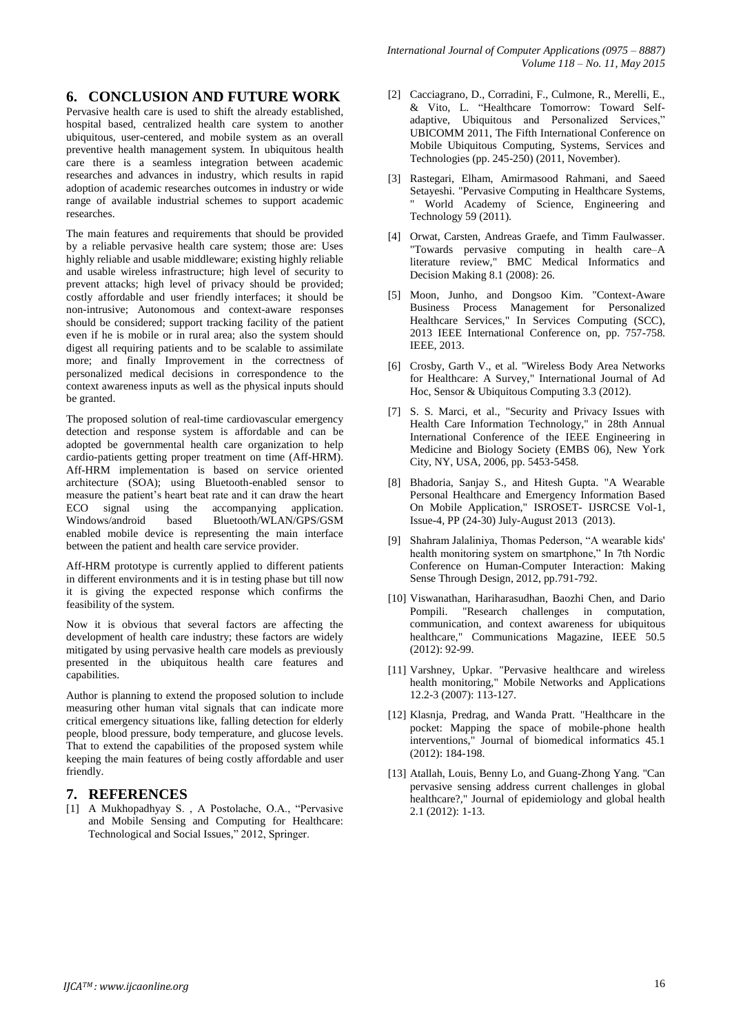## 6. CONCLUSION AND FUTURE WORK

Pervasive health care is used to shift the already established, hospital based, centralized health care system to another ubiquitous, user-centered, and mobile system as an overall preventive health management system. In ubiquitous health care there is a seamless integration between academic researches and advances in industry, which results in rapid adoption of academic researches outcomes in industry or wide range of available industrial schemes to support academic researches.

The main features and requirements that should be provided by a reliable pervasive health care system; those are: Uses highly reliable and usable middleware; existing highly reliable and usable wireless infrastructure; high level of security to prevent attacks; high level of privacy should be provided; costly affordable and user friendly interfaces; it should be non-intrusive; Autonomous and context-aware responses should be considered; support tracking facility of the patient even if he is mobile or in rural area; also the system should digest all requiring patients and to be scalable to assimilate more; and finally Improvement in the correctness of personalized medical decisions in correspondence to the context awareness inputs as well as the physical inputs should be granted.

The proposed solution of real-time cardiovascular emergency detection and response system is affordable and can be adopted be governmental health care organization to help cardio-patients getting proper treatment on time (Aff-HRM). Aff-HRM implementation is based on service oriented architecture (SOA); using Bluetooth-enabled sensor to measure the patient's heart beat rate and it can draw the heart ECO signal using the accompanying application. Windows/android based Bluetooth/WLAN/GPS/GSM enabled mobile device is representing the main interface between the patient and health care service provider.

Aff-HRM prototype is currently applied to different patients in different environments and it is in testing phase but till now it is giving the expected response which confirms the feasibility of the system.

Now it is obvious that several factors are affecting the development of health care industry; these factors are widely mitigated by using pervasive health care models as previously presented in the ubiquitous health care features and capabilities.

Author is planning to extend the proposed solution to include measuring other human vital signals that can indicate more critical emergency situations like, falling detection for elderly people, blood pressure, body temperature, and glucose levels. That to extend the capabilities of the proposed system while keeping the main features of being costly affordable and user friendly.

## 7. REFERENCES

[1] A Mukhopadhyay S. , A Postolache, O.A., "Pervasive and Mobile Sensing and Computing for Healthcare: Technological and Social Issues," 2012, Springer.

[2] Cacciagrano, D., Corradini, F., Culmone, R., Merelli, E., & Vito, L. "Healthcare Tomorrow: Toward Self-adaptive, Ubiquitous and Personalized Services," UBICOMM 2011, The Fifth International Conference on Mobile Ubiquitous Computing, Systems, Services and Technologies (pp. 245-250) (2011, November).

[3] Rastegari, Elham, Amirmasood Rahmani, and Saeed Setayeshi. "Pervasive Computing in Healthcare Systems, " World Academy of Science, Engineering and Technology 59 (2011).

[4] Orwat, Carsten, Andreas Graefe, and Timm Faulwasser. "Towards pervasive computing in health care–A literature review," BMC Medical Informatics and Decision Making 8.1 (2008): 26.

[5] Moon, Junho, and Dongsoo Kim. "Context-Aware Business Process Management for Personalized Healthcare Services," In Services Computing (SCC), 2013 IEEE International Conference on, pp. 757-758. IEEE, 2013.

[6] Crosby, Garth V., et al. "Wireless Body Area Networks for Healthcare: A Survey," International Journal of Ad Hoc, Sensor & Ubiquitous Computing 3.3 (2012).

[7] S. S. Marci, et al., "Security and Privacy Issues with Health Care Information Technology," in 28th Annual International Conference of the IEEE Engineering in Medicine and Biology Society (EMBS 06), New York City, NY, USA, 2006, pp. 5453-5458.

[8] Bhadoria, Sanjay S., and Hitesh Gupta. "A Wearable Personal Healthcare and Emergency Information Based On Mobile Application," ISROSET- IJSRCSE Vol-1, Issue-4, PP (24-30) July-August 2013 (2013).

[9] Shahram Jalaliniya, Thomas Pederson, "A wearable kids' health monitoring system on smartphone," In 7th Nordic Conference on Human-Computer Interaction: Making Sense Through Design, 2012, pp.791-792.

[10] Viswanathan, Hariharasudhan, Baozhi Chen, and Dario Pompili. "Research challenges in computation, communication, and context awareness for ubiquitous healthcare," Communications Magazine, IEEE 50.5 (2012): 92-99.

[11] Varshney, Upkar. "Pervasive healthcare and wireless health monitoring," Mobile Networks and Applications 12.2-3 (2007): 113-127.

[12] Klasnja, Predrag, and Wanda Pratt. "Healthcare in the pocket: Mapping the space of mobile-phone health interventions," Journal of biomedical informatics 45.1 (2012): 184-198.

[13] Atallah, Louis, Benny Lo, and Guang-Zhong Yang. "Can pervasive sensing address current challenges in global healthcare?," Journal of epidemiology and global health 2.1 (2012): 1-13.